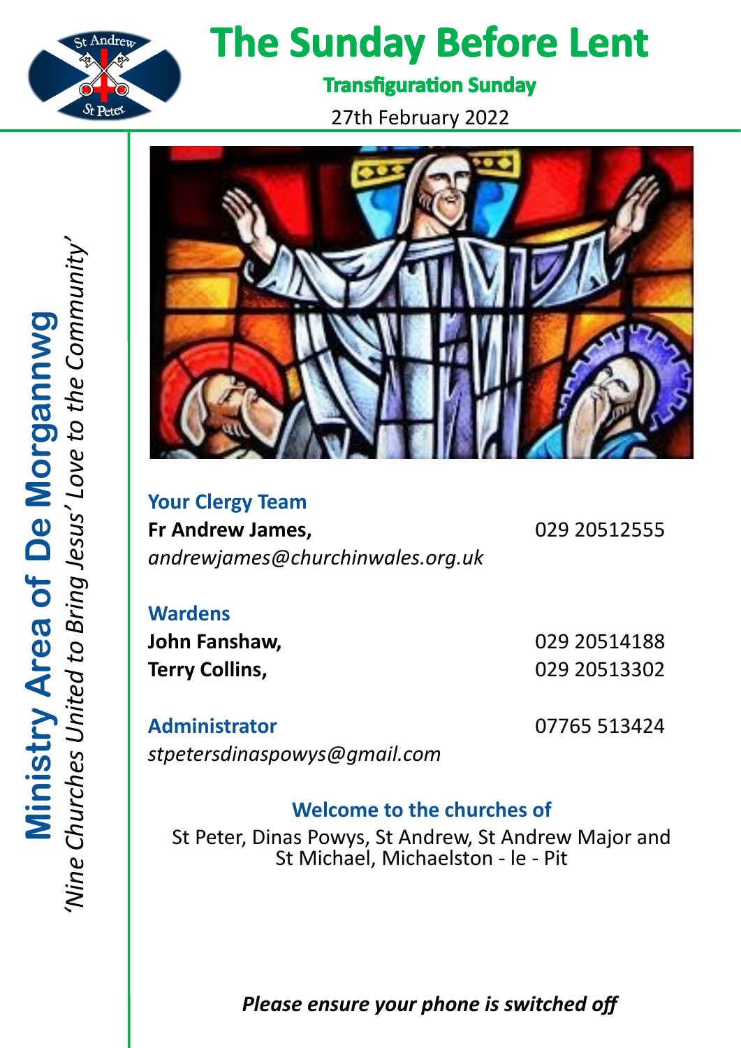# The Sunday Before Lent

## Transfiguration Sunday

27th February 2022

**Ministry Area of De Morgannwg**

*'Nine Churches United to Bring Jesus' Love to the Community'*

### Your Clergy Team

**Fr Andrew James,** 029 20512555
*andrewjames@churchinwales.org.uk*

### Wardens

**John Fanshaw,** 029 20514188
**Terry Collins,** 029 20513302

### Administrator

07765 513424
*stpetersdinaspowys@gmail.com*

### Welcome to the churches of

St Peter, Dinas Powys, St Andrew, St Andrew Major and St Michael, Michaelston - le - Pit

***Please ensure your phone is switched off***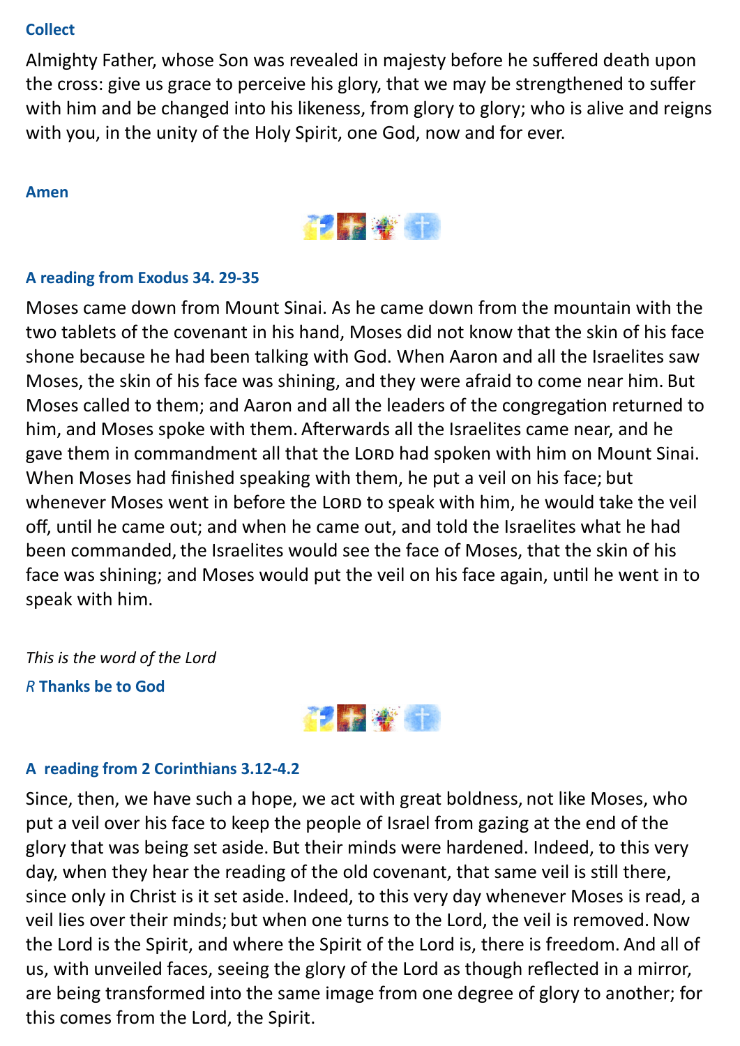**Collect**

Almighty Father, whose Son was revealed in majesty before he suffered death upon the cross: give us grace to perceive his glory, that we may be strengthened to suffer with him and be changed into his likeness, from glory to glory; who is alive and reigns with you, in the unity of the Holy Spirit, one God, now and for ever.

**Amen**

**A reading from Exodus 34. 29-35**

Moses came down from Mount Sinai. As he came down from the mountain with the two tablets of the covenant in his hand, Moses did not know that the skin of his face shone because he had been talking with God. When Aaron and all the Israelites saw Moses, the skin of his face was shining, and they were afraid to come near him. But Moses called to them; and Aaron and all the leaders of the congregation returned to him, and Moses spoke with them. Afterwards all the Israelites came near, and he gave them in commandment all that the LORD had spoken with him on Mount Sinai. When Moses had finished speaking with them, he put a veil on his face; but whenever Moses went in before the LORD to speak with him, he would take the veil off, until he came out; and when he came out, and told the Israelites what he had been commanded, the Israelites would see the face of Moses, that the skin of his face was shining; and Moses would put the veil on his face again, until he went in to speak with him.

*This is the word of the Lord*

*R* **Thanks be to God**

**A reading from 2 Corinthians 3.12-4.2**

Since, then, we have such a hope, we act with great boldness, not like Moses, who put a veil over his face to keep the people of Israel from gazing at the end of the glory that was being set aside. But their minds were hardened. Indeed, to this very day, when they hear the reading of the old covenant, that same veil is still there, since only in Christ is it set aside. Indeed, to this very day whenever Moses is read, a veil lies over their minds; but when one turns to the Lord, the veil is removed. Now the Lord is the Spirit, and where the Spirit of the Lord is, there is freedom. And all of us, with unveiled faces, seeing the glory of the Lord as though reflected in a mirror, are being transformed into the same image from one degree of glory to another; for this comes from the Lord, the Spirit.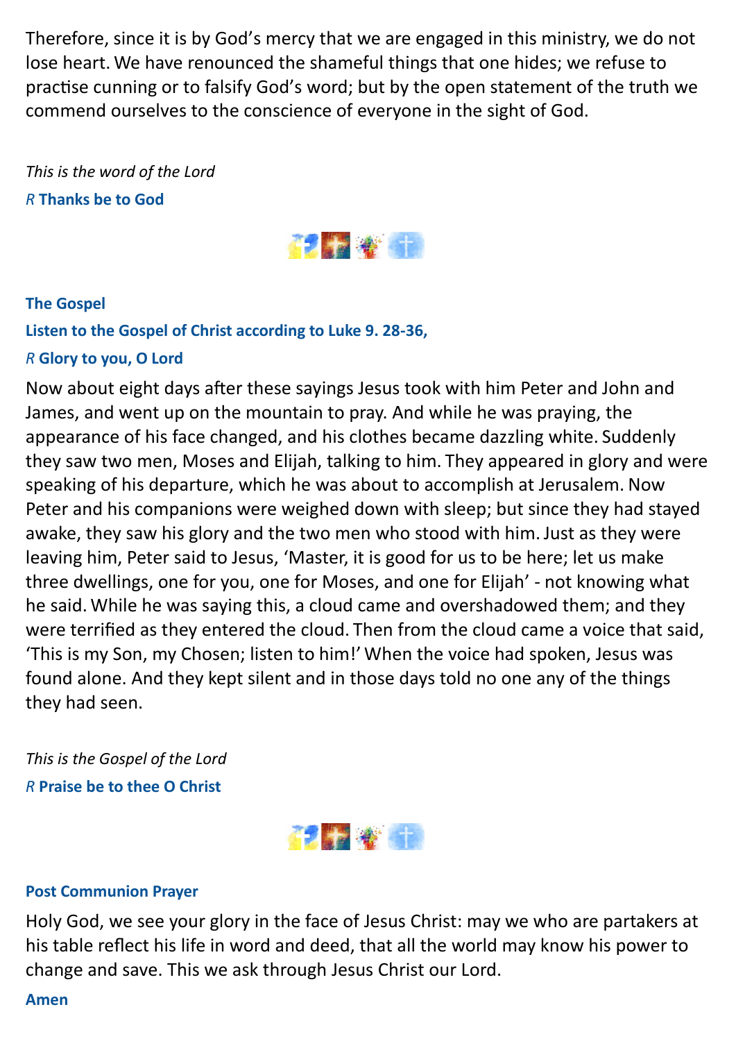Therefore, since it is by God's mercy that we are engaged in this ministry, we do not lose heart. We have renounced the shameful things that one hides; we refuse to practise cunning or to falsify God's word; but by the open statement of the truth we commend ourselves to the conscience of everyone in the sight of God.

*This is the word of the Lord*

*R* **Thanks be to God**

**The Gospel**

**Listen to the Gospel of Christ according to Luke 9. 28-36,**

*R* **Glory to you, O Lord**

Now about eight days after these sayings Jesus took with him Peter and John and James, and went up on the mountain to pray. And while he was praying, the appearance of his face changed, and his clothes became dazzling white. Suddenly they saw two men, Moses and Elijah, talking to him. They appeared in glory and were speaking of his departure, which he was about to accomplish at Jerusalem. Now Peter and his companions were weighed down with sleep; but since they had stayed awake, they saw his glory and the two men who stood with him. Just as they were leaving him, Peter said to Jesus, 'Master, it is good for us to be here; let us make three dwellings, one for you, one for Moses, and one for Elijah' - not knowing what he said. While he was saying this, a cloud came and overshadowed them; and they were terrified as they entered the cloud. Then from the cloud came a voice that said, 'This is my Son, my Chosen; listen to him!' When the voice had spoken, Jesus was found alone. And they kept silent and in those days told no one any of the things they had seen.

*This is the Gospel of the Lord*

*R* **Praise be to thee O Christ**

**Post Communion Prayer**

Holy God, we see your glory in the face of Jesus Christ: may we who are partakers at his table reflect his life in word and deed, that all the world may know his power to change and save. This we ask through Jesus Christ our Lord.

**Amen**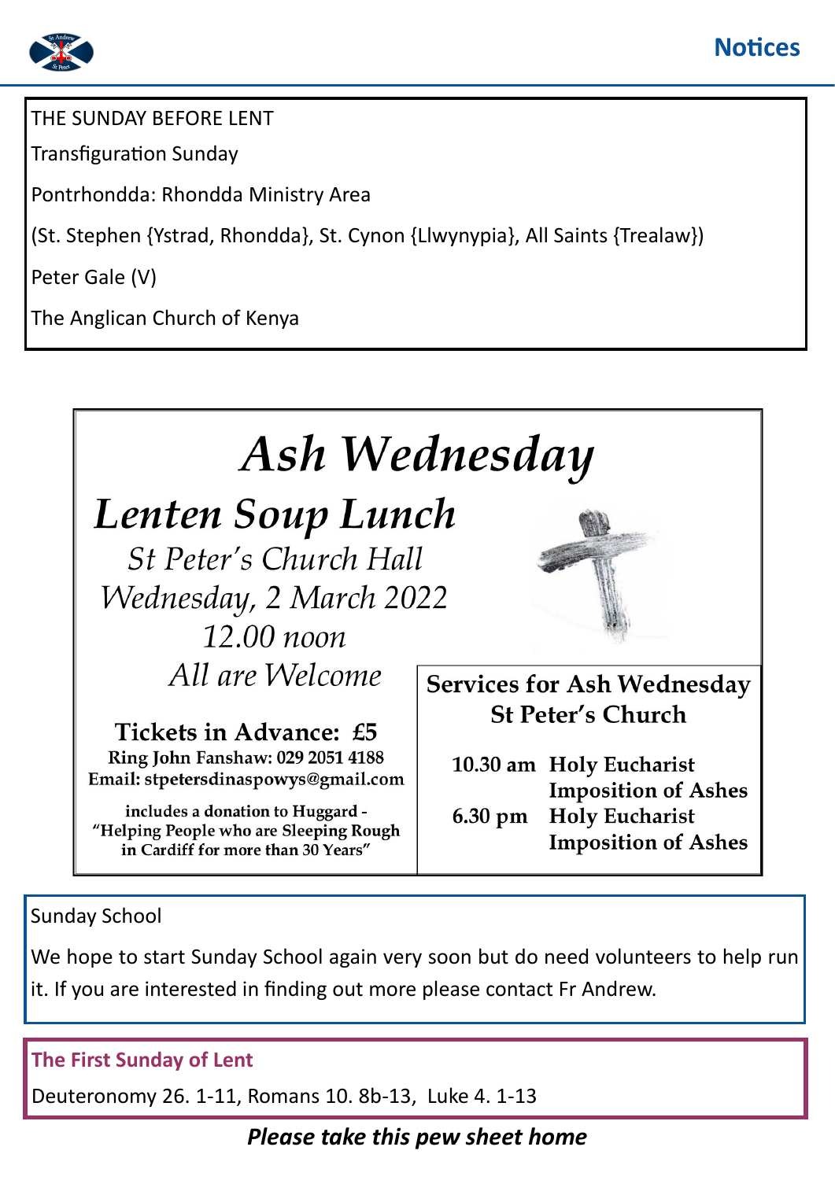## Notices

THE SUNDAY BEFORE LENT

Transfiguration Sunday

Pontrhondda: Rhondda Ministry Area

(St. Stephen {Ystrad, Rhondda}, St. Cynon {Llwynypia}, All Saints {Trealaw})

Peter Gale (V)

The Anglican Church of Kenya

# *Ash Wednesday*

## *Lenten Soup Lunch*

*St Peter's Church Hall*

*Wednesday, 2 March 2022*

*12.00 noon*

*All are Welcome*

**Tickets in Advance: £5**

**Ring John Fanshaw: 029 2051 4188**

**Email: stpetersdinaspowys@gmail.com**

**includes a donation to Huggard - "Helping People who are Sleeping Rough in Cardiff for more than 30 Years"**

**Services for Ash Wednesday**
**St Peter's Church**

| | |
|---|---|
| **10.30 am** | **Holy Eucharist** |
| | **Imposition of Ashes** |
| **6.30 pm** | **Holy Eucharist** |
| | **Imposition of Ashes** |

Sunday School

We hope to start Sunday School again very soon but do need volunteers to help run it. If you are interested in finding out more please contact Fr Andrew.

**The First Sunday of Lent**

Deuteronomy 26. 1-11, Romans 10. 8b-13, Luke 4. 1-13

***Please take this pew sheet home***